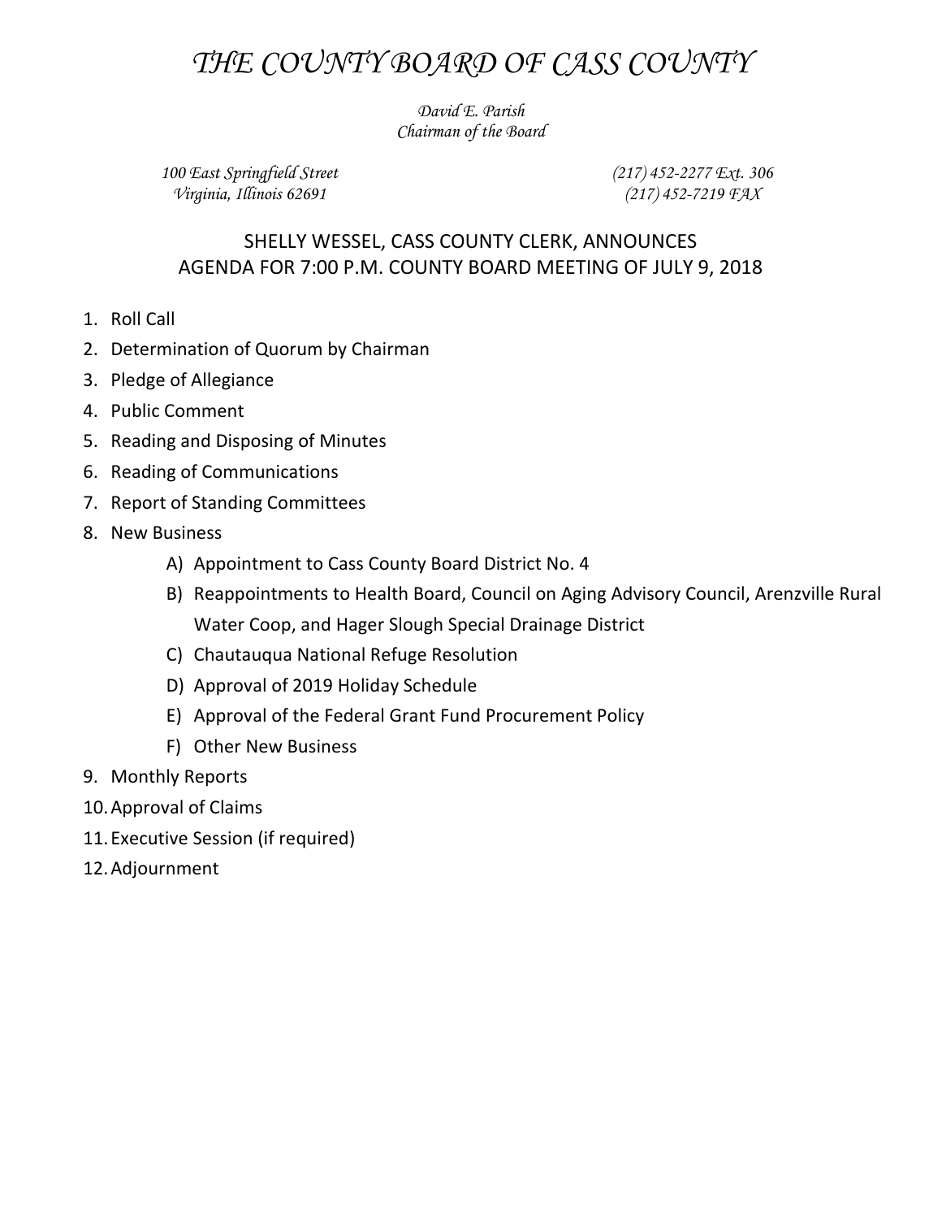# *THE COUNTY BOARD OF CASS COUNTY*

*David E. Parish*
*Chairman of the Board*

*100 East Springfield Street*
*Virginia, Illinois 62691*

*(217) 452-2277 Ext. 306*
*(217) 452-7219 FAX*

## SHELLY WESSEL, CASS COUNTY CLERK, ANNOUNCES AGENDA FOR 7:00 P.M. COUNTY BOARD MEETING OF JULY 9, 2018

1. Roll Call
2. Determination of Quorum by Chairman
3. Pledge of Allegiance
4. Public Comment
5. Reading and Disposing of Minutes
6. Reading of Communications
7. Report of Standing Committees
8. New Business
   - A) Appointment to Cass County Board District No. 4
   - B) Reappointments to Health Board, Council on Aging Advisory Council, Arenzville Rural Water Coop, and Hager Slough Special Drainage District
   - C) Chautauqua National Refuge Resolution
   - D) Approval of 2019 Holiday Schedule
   - E) Approval of the Federal Grant Fund Procurement Policy
   - F) Other New Business
9. Monthly Reports
10. Approval of Claims
11. Executive Session (if required)
12. Adjournment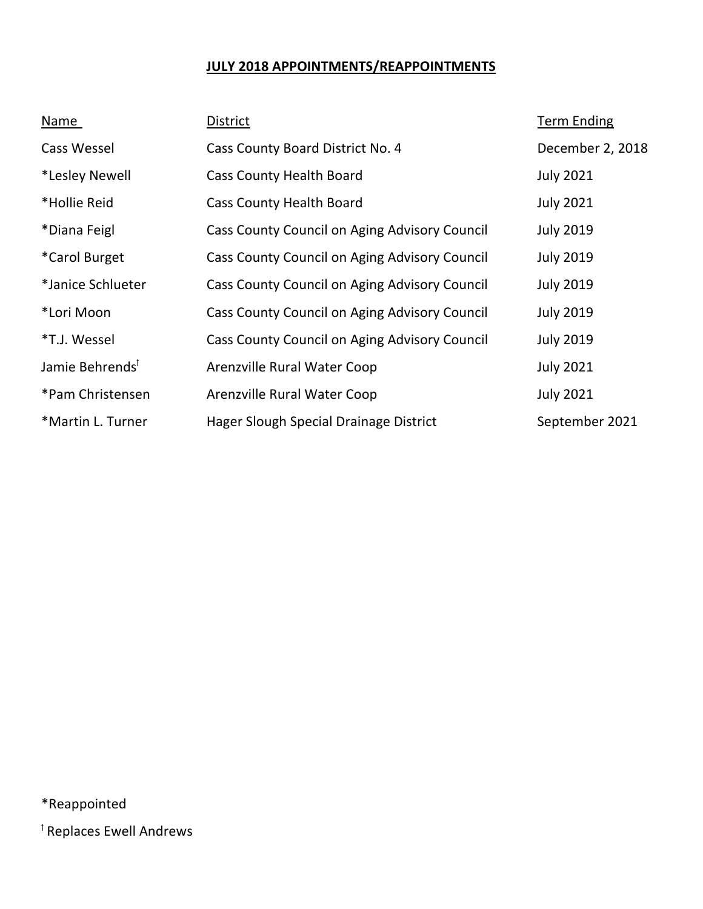# JULY 2018 APPOINTMENTS/REAPPOINTMENTS

| Name | District | Term Ending |
|---|---|---|
| Cass Wessel | Cass County Board District No. 4 | December 2, 2018 |
| *Lesley Newell | Cass County Health Board | July 2021 |
| *Hollie Reid | Cass County Health Board | July 2021 |
| *Diana Feigl | Cass County Council on Aging Advisory Council | July 2019 |
| *Carol Burget | Cass County Council on Aging Advisory Council | July 2019 |
| *Janice Schlueter | Cass County Council on Aging Advisory Council | July 2019 |
| *Lori Moon | Cass County Council on Aging Advisory Council | July 2019 |
| *T.J. Wessel | Cass County Council on Aging Advisory Council | July 2019 |
| Jamie Behrends[†] | Arenzville Rural Water Coop | July 2021 |
| *Pam Christensen | Arenzville Rural Water Coop | July 2021 |
| *Martin L. Turner | Hager Slough Special Drainage District | September 2021 |

*Reappointed

[†] Replaces Ewell Andrews